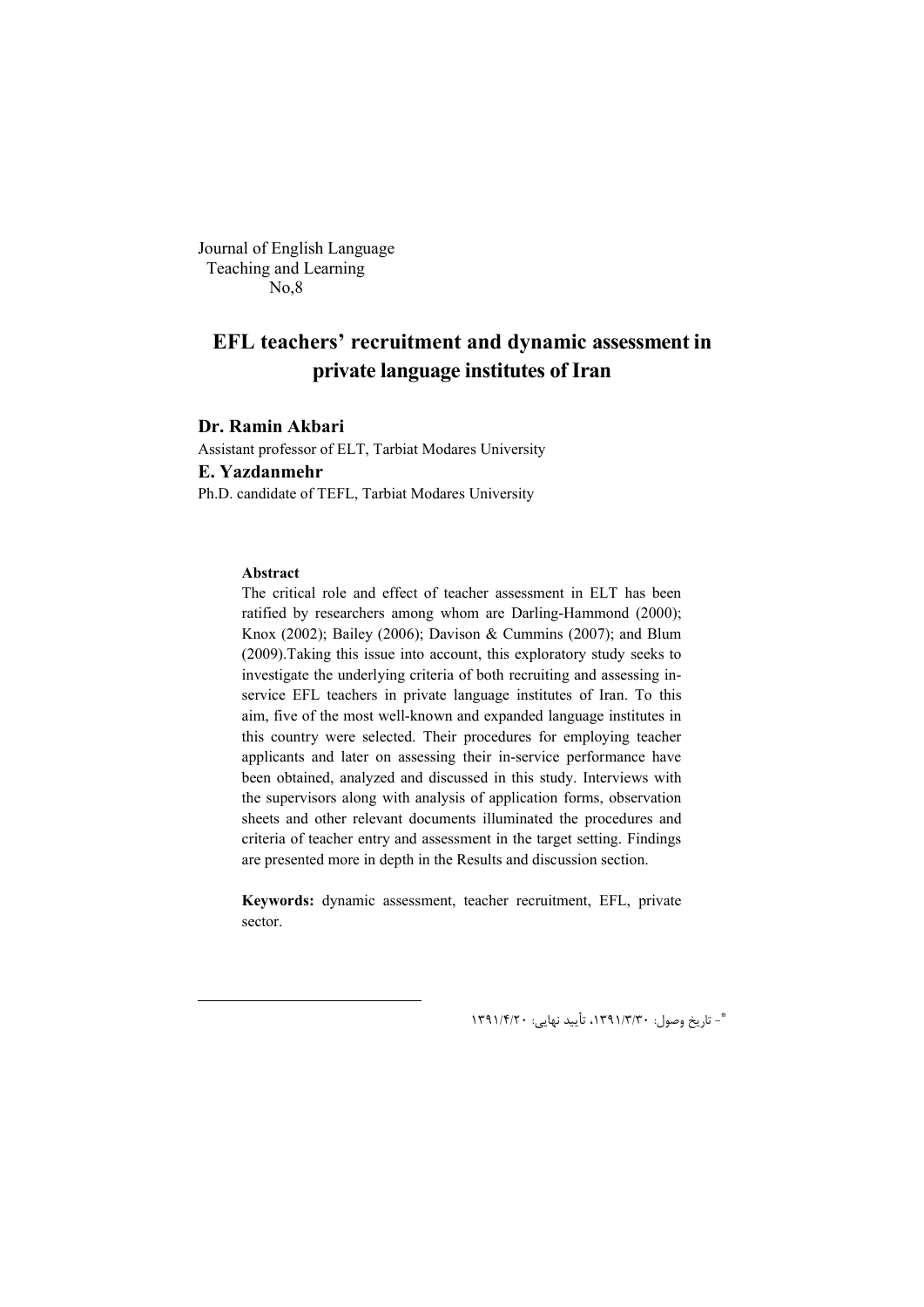Journal of English Language
Teaching and Learning
No,8

# EFL teachers' recruitment and dynamic assessment in private language institutes of Iran

**Dr. Ramin Akbari**

Assistant professor of ELT, Tarbiat Modares University

**E. Yazdanmehr**

Ph.D. candidate of TEFL, Tarbiat Modares University

**Abstract**

The critical role and effect of teacher assessment in ELT has been ratified by researchers among whom are Darling-Hammond (2000); Knox (2002); Bailey (2006); Davison & Cummins (2007); and Blum (2009).Taking this issue into account, this exploratory study seeks to investigate the underlying criteria of both recruiting and assessing in-service EFL teachers in private language institutes of Iran. To this aim, five of the most well-known and expanded language institutes in this country were selected. Their procedures for employing teacher applicants and later on assessing their in-service performance have been obtained, analyzed and discussed in this study. Interviews with the supervisors along with analysis of application forms, observation sheets and other relevant documents illuminated the procedures and criteria of teacher entry and assessment in the target setting. Findings are presented more in depth in the Results and discussion section.

**Keywords:** dynamic assessment, teacher recruitment, EFL, private sector.

---

[*]- تاریخ وصول: ۱۳۹۱/۳/۳۰، تأیید نهایی: ۱۳۹۱/۴/۲۰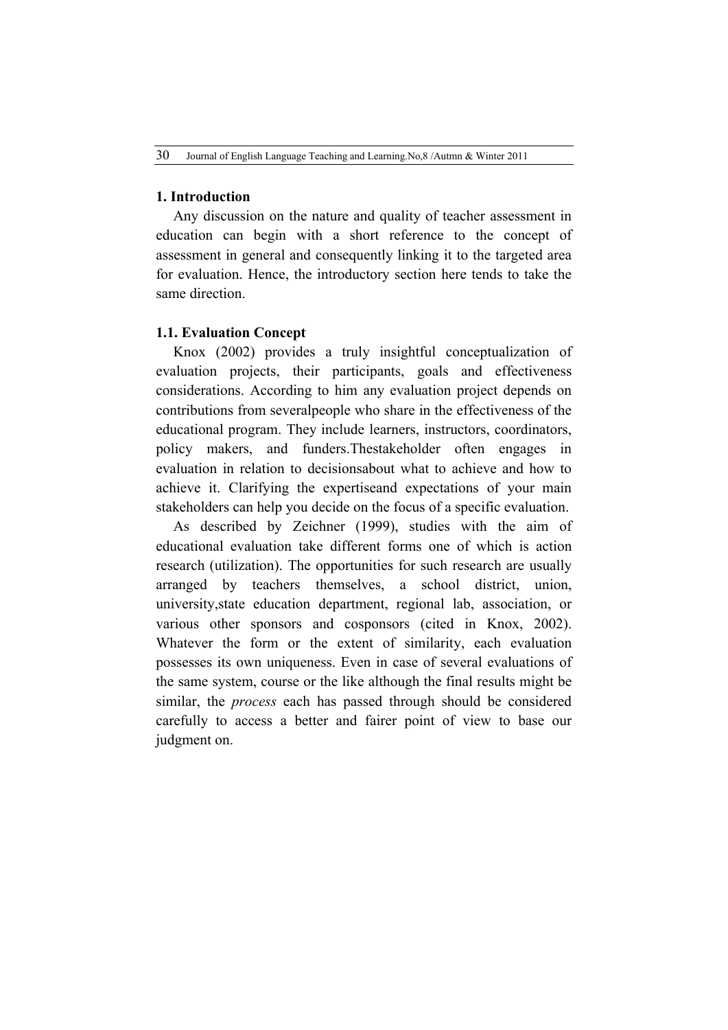## 1. Introduction

Any discussion on the nature and quality of teacher assessment in education can begin with a short reference to the concept of assessment in general and consequently linking it to the targeted area for evaluation. Hence, the introductory section here tends to take the same direction.

### 1.1. Evaluation Concept

Knox (2002) provides a truly insightful conceptualization of evaluation projects, their participants, goals and effectiveness considerations. According to him any evaluation project depends on contributions from severalpeople who share in the effectiveness of the educational program. They include learners, instructors, coordinators, policy makers, and funders.Thestakeholder often engages in evaluation in relation to decisionsabout what to achieve and how to achieve it. Clarifying the expertiseand expectations of your main stakeholders can help you decide on the focus of a specific evaluation.

As described by Zeichner (1999), studies with the aim of educational evaluation take different forms one of which is action research (utilization). The opportunities for such research are usually arranged by teachers themselves, a school district, union, university,state education department, regional lab, association, or various other sponsors and cosponsors (cited in Knox, 2002). Whatever the form or the extent of similarity, each evaluation possesses its own uniqueness. Even in case of several evaluations of the same system, course or the like although the final results might be similar, the *process* each has passed through should be considered carefully to access a better and fairer point of view to base our judgment on.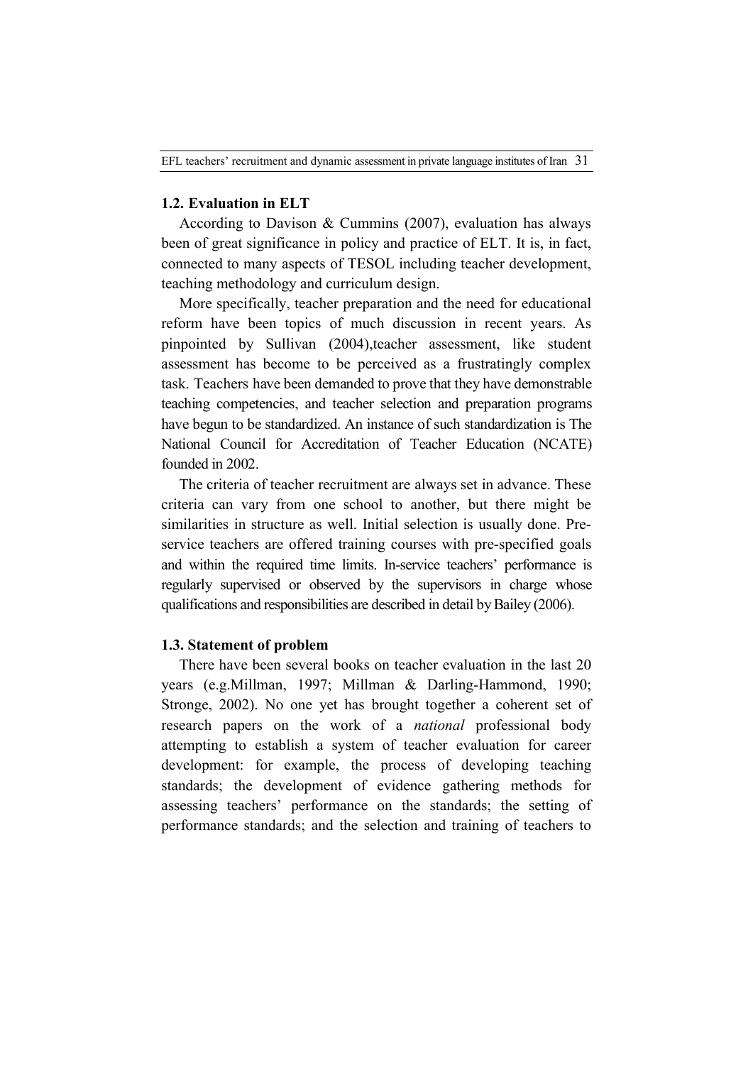### 1.2. Evaluation in ELT

According to Davison & Cummins (2007), evaluation has always been of great significance in policy and practice of ELT. It is, in fact, connected to many aspects of TESOL including teacher development, teaching methodology and curriculum design.

More specifically, teacher preparation and the need for educational reform have been topics of much discussion in recent years. As pinpointed by Sullivan (2004),teacher assessment, like student assessment has become to be perceived as a frustratingly complex task. Teachers have been demanded to prove that they have demonstrable teaching competencies, and teacher selection and preparation programs have begun to be standardized. An instance of such standardization is The National Council for Accreditation of Teacher Education (NCATE) founded in 2002.

The criteria of teacher recruitment are always set in advance. These criteria can vary from one school to another, but there might be similarities in structure as well. Initial selection is usually done. Pre-service teachers are offered training courses with pre-specified goals and within the required time limits. In-service teachers' performance is regularly supervised or observed by the supervisors in charge whose qualifications and responsibilities are described in detail by Bailey (2006).

### 1.3. Statement of problem

There have been several books on teacher evaluation in the last 20 years (e.g.Millman, 1997; Millman & Darling-Hammond, 1990; Stronge, 2002). No one yet has brought together a coherent set of research papers on the work of a *national* professional body attempting to establish a system of teacher evaluation for career development: for example, the process of developing teaching standards; the development of evidence gathering methods for assessing teachers' performance on the standards; the setting of performance standards; and the selection and training of teachers to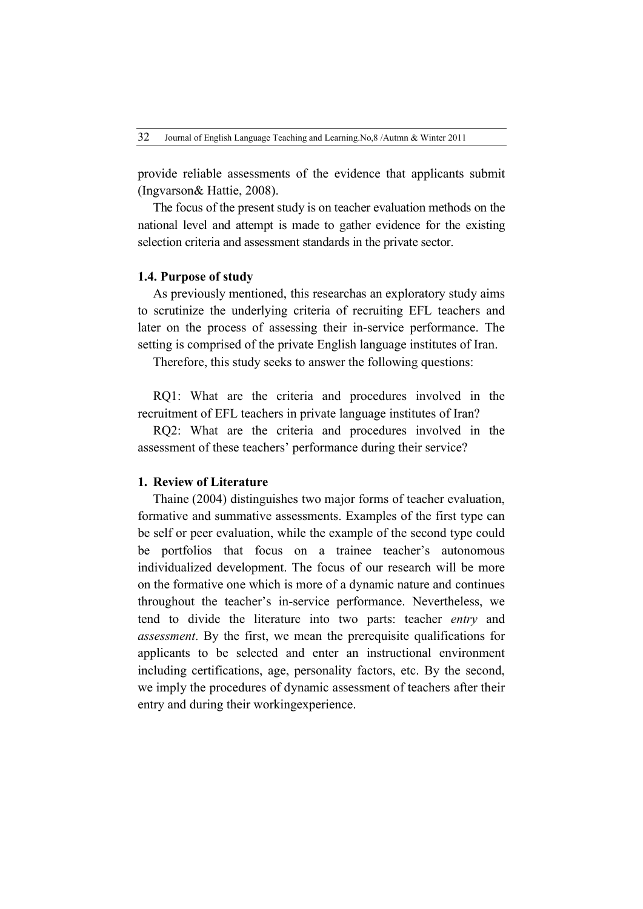provide reliable assessments of the evidence that applicants submit (Ingvarson& Hattie, 2008).

The focus of the present study is on teacher evaluation methods on the national level and attempt is made to gather evidence for the existing selection criteria and assessment standards in the private sector.

### 1.4. Purpose of study

As previously mentioned, this researchas an exploratory study aims to scrutinize the underlying criteria of recruiting EFL teachers and later on the process of assessing their in-service performance. The setting is comprised of the private English language institutes of Iran.

Therefore, this study seeks to answer the following questions:

RQ1: What are the criteria and procedures involved in the recruitment of EFL teachers in private language institutes of Iran?

RQ2: What are the criteria and procedures involved in the assessment of these teachers' performance during their service?

## 1. Review of Literature

Thaine (2004) distinguishes two major forms of teacher evaluation, formative and summative assessments. Examples of the first type can be self or peer evaluation, while the example of the second type could be portfolios that focus on a trainee teacher's autonomous individualized development. The focus of our research will be more on the formative one which is more of a dynamic nature and continues throughout the teacher's in-service performance. Nevertheless, we tend to divide the literature into two parts: teacher *entry* and *assessment*. By the first, we mean the prerequisite qualifications for applicants to be selected and enter an instructional environment including certifications, age, personality factors, etc. By the second, we imply the procedures of dynamic assessment of teachers after their entry and during their workingexperience.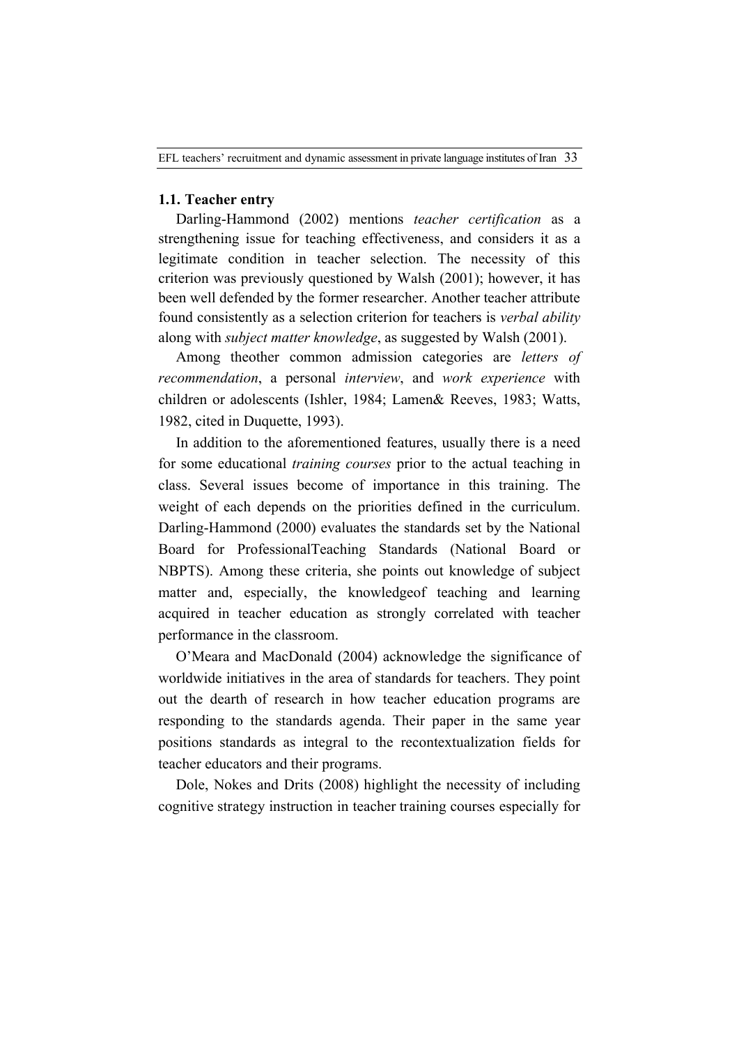### 1.1. Teacher entry

Darling-Hammond (2002) mentions *teacher certification* as a strengthening issue for teaching effectiveness, and considers it as a legitimate condition in teacher selection. The necessity of this criterion was previously questioned by Walsh (2001); however, it has been well defended by the former researcher. Another teacher attribute found consistently as a selection criterion for teachers is *verbal ability* along with *subject matter knowledge*, as suggested by Walsh (2001).

Among theother common admission categories are *letters of recommendation*, a personal *interview*, and *work experience* with children or adolescents (Ishler, 1984; Lamen& Reeves, 1983; Watts, 1982, cited in Duquette, 1993).

In addition to the aforementioned features, usually there is a need for some educational *training courses* prior to the actual teaching in class. Several issues become of importance in this training. The weight of each depends on the priorities defined in the curriculum. Darling-Hammond (2000) evaluates the standards set by the National Board for ProfessionalTeaching Standards (National Board or NBPTS). Among these criteria, she points out knowledge of subject matter and, especially, the knowledgeof teaching and learning acquired in teacher education as strongly correlated with teacher performance in the classroom.

O'Meara and MacDonald (2004) acknowledge the significance of worldwide initiatives in the area of standards for teachers. They point out the dearth of research in how teacher education programs are responding to the standards agenda. Their paper in the same year positions standards as integral to the recontextualization fields for teacher educators and their programs.

Dole, Nokes and Drits (2008) highlight the necessity of including cognitive strategy instruction in teacher training courses especially for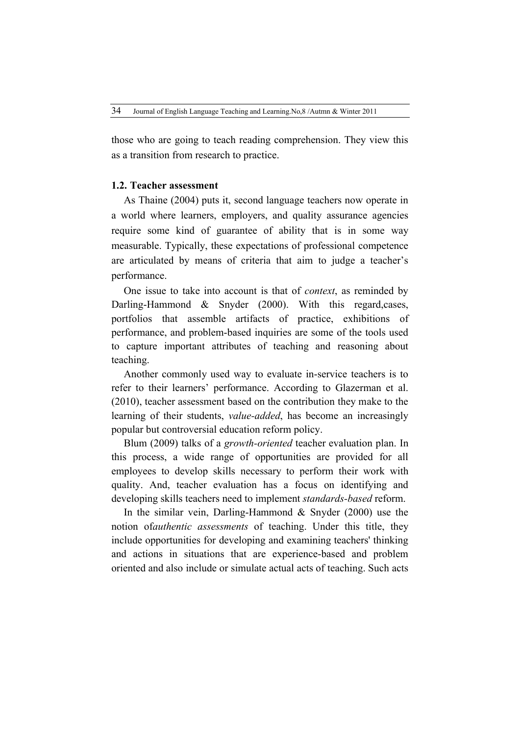those who are going to teach reading comprehension. They view this as a transition from research to practice.

### 1.2. Teacher assessment

As Thaine (2004) puts it, second language teachers now operate in a world where learners, employers, and quality assurance agencies require some kind of guarantee of ability that is in some way measurable. Typically, these expectations of professional competence are articulated by means of criteria that aim to judge a teacher's performance.

One issue to take into account is that of *context*, as reminded by Darling-Hammond & Snyder (2000). With this regard,cases, portfolios that assemble artifacts of practice, exhibitions of performance, and problem-based inquiries are some of the tools used to capture important attributes of teaching and reasoning about teaching.

Another commonly used way to evaluate in-service teachers is to refer to their learners' performance. According to Glazerman et al. (2010), teacher assessment based on the contribution they make to the learning of their students, *value-added*, has become an increasingly popular but controversial education reform policy.

Blum (2009) talks of a *growth-oriented* teacher evaluation plan. In this process, a wide range of opportunities are provided for all employees to develop skills necessary to perform their work with quality. And, teacher evaluation has a focus on identifying and developing skills teachers need to implement *standards-based* reform.

In the similar vein, Darling-Hammond & Snyder (2000) use the notion of*authentic assessments* of teaching. Under this title, they include opportunities for developing and examining teachers' thinking and actions in situations that are experience-based and problem oriented and also include or simulate actual acts of teaching. Such acts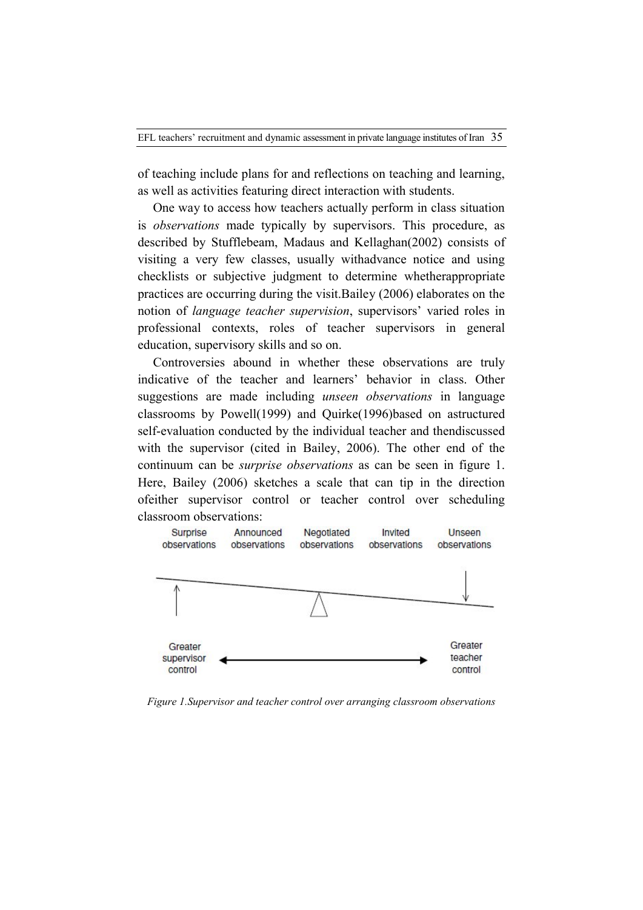of teaching include plans for and reflections on teaching and learning, as well as activities featuring direct interaction with students.

One way to access how teachers actually perform in class situation is *observations* made typically by supervisors. This procedure, as described by Stufflebeam, Madaus and Kellaghan(2002) consists of visiting a very few classes, usually withadvance notice and using checklists or subjective judgment to determine whetherappropriate practices are occurring during the visit.Bailey (2006) elaborates on the notion of *language teacher supervision*, supervisors' varied roles in professional contexts, roles of teacher supervisors in general education, supervisory skills and so on.

Controversies abound in whether these observations are truly indicative of the teacher and learners' behavior in class. Other suggestions are made including *unseen observations* in language classrooms by Powell(1999) and Quirke(1996)based on astructured self-evaluation conducted by the individual teacher and thendiscussed with the supervisor (cited in Bailey, 2006). The other end of the continuum can be *surprise observations* as can be seen in figure 1. Here, Bailey (2006) sketches a scale that can tip in the direction ofeither supervisor control or teacher control over scheduling classroom observations:

Surprise observations | Announced observations | Negotiated observations | Invited observations | Unseen observations

Greater supervisor control ⟷ Greater teacher control

*Figure 1.Supervisor and teacher control over arranging classroom observations*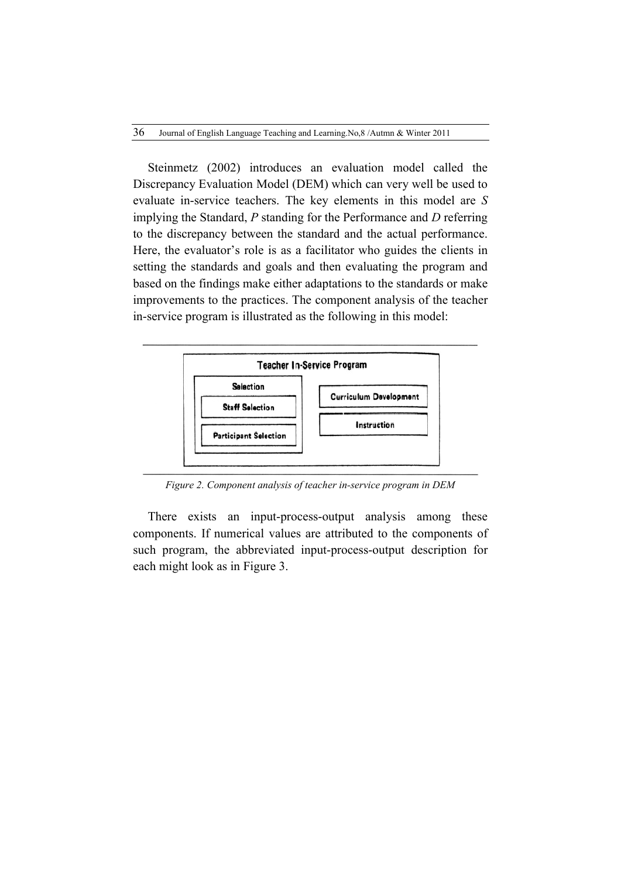Steinmetz (2002) introduces an evaluation model called the Discrepancy Evaluation Model (DEM) which can very well be used to evaluate in-service teachers. The key elements in this model are *S* implying the Standard, *P* standing for the Performance and *D* referring to the discrepancy between the standard and the actual performance. Here, the evaluator's role is as a facilitator who guides the clients in setting the standards and goals and then evaluating the program and based on the findings make either adaptations to the standards or make improvements to the practices. The component analysis of the teacher in-service program is illustrated as the following in this model:

**Teacher In-Service Program**

- **Selection**
  - **Staff Selection**
  - **Participant Selection**
- **Curriculum Development**
- **Instruction**

*Figure 2. Component analysis of teacher in-service program in DEM*

There exists an input-process-output analysis among these components. If numerical values are attributed to the components of such program, the abbreviated input-process-output description for each might look as in Figure 3.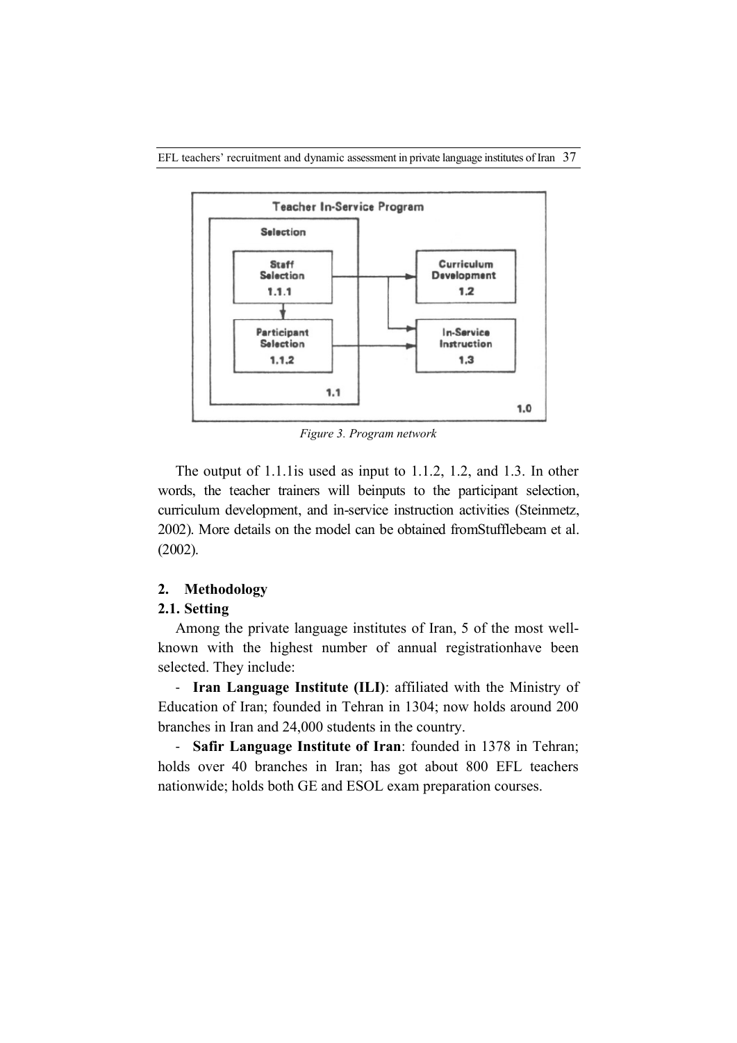*Figure 3. Program network*

The output of 1.1.1is used as input to 1.1.2, 1.2, and 1.3. In other words, the teacher trainers will beinputs to the participant selection, curriculum development, and in-service instruction activities (Steinmetz, 2002). More details on the model can be obtained fromStufflebeam et al. (2002).

## 2. Methodology

### 2.1. Setting

Among the private language institutes of Iran, 5 of the most well-known with the highest number of annual registrationhave been selected. They include:

- **Iran Language Institute (ILI)**: affiliated with the Ministry of Education of Iran; founded in Tehran in 1304; now holds around 200 branches in Iran and 24,000 students in the country.
- **Safir Language Institute of Iran**: founded in 1378 in Tehran; holds over 40 branches in Iran; has got about 800 EFL teachers nationwide; holds both GE and ESOL exam preparation courses.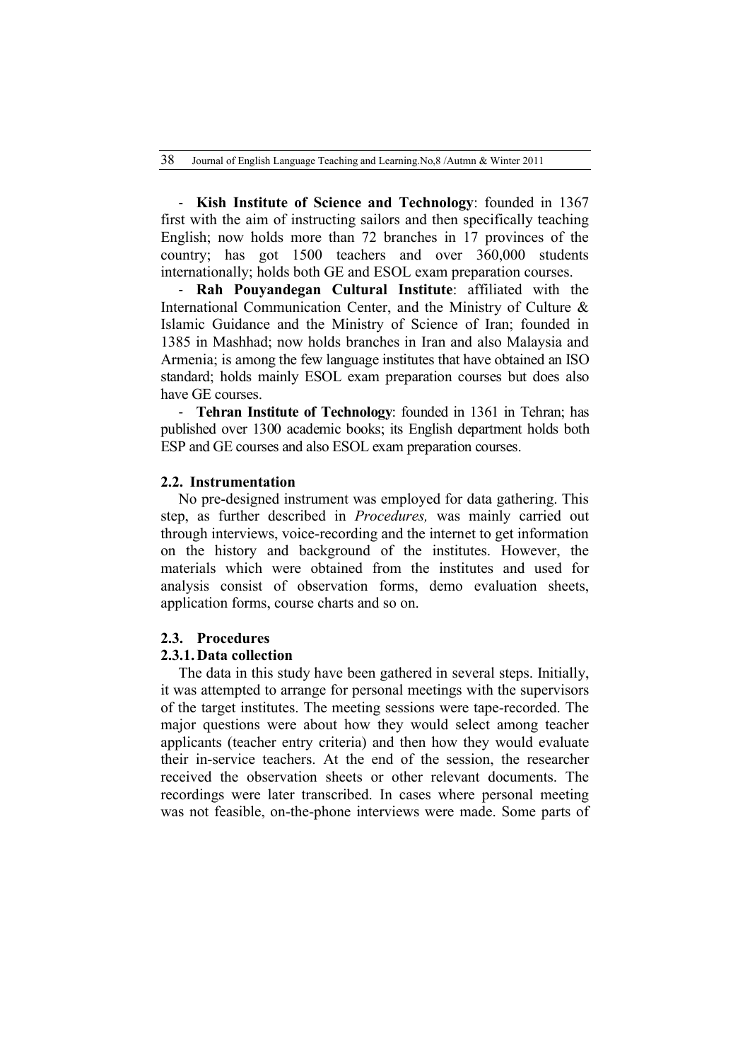- **Kish Institute of Science and Technology**: founded in 1367 first with the aim of instructing sailors and then specifically teaching English; now holds more than 72 branches in 17 provinces of the country; has got 1500 teachers and over 360,000 students internationally; holds both GE and ESOL exam preparation courses.

- **Rah Pouyandegan Cultural Institute**: affiliated with the International Communication Center, and the Ministry of Culture & Islamic Guidance and the Ministry of Science of Iran; founded in 1385 in Mashhad; now holds branches in Iran and also Malaysia and Armenia; is among the few language institutes that have obtained an ISO standard; holds mainly ESOL exam preparation courses but does also have GE courses.

- **Tehran Institute of Technology**: founded in 1361 in Tehran; has published over 1300 academic books; its English department holds both ESP and GE courses and also ESOL exam preparation courses.

### 2.2. Instrumentation

No pre-designed instrument was employed for data gathering. This step, as further described in *Procedures,* was mainly carried out through interviews, voice-recording and the internet to get information on the history and background of the institutes. However, the materials which were obtained from the institutes and used for analysis consist of observation forms, demo evaluation sheets, application forms, course charts and so on.

### 2.3. Procedures

#### 2.3.1. Data collection

The data in this study have been gathered in several steps. Initially, it was attempted to arrange for personal meetings with the supervisors of the target institutes. The meeting sessions were tape-recorded. The major questions were about how they would select among teacher applicants (teacher entry criteria) and then how they would evaluate their in-service teachers. At the end of the session, the researcher received the observation sheets or other relevant documents. The recordings were later transcribed. In cases where personal meeting was not feasible, on-the-phone interviews were made. Some parts of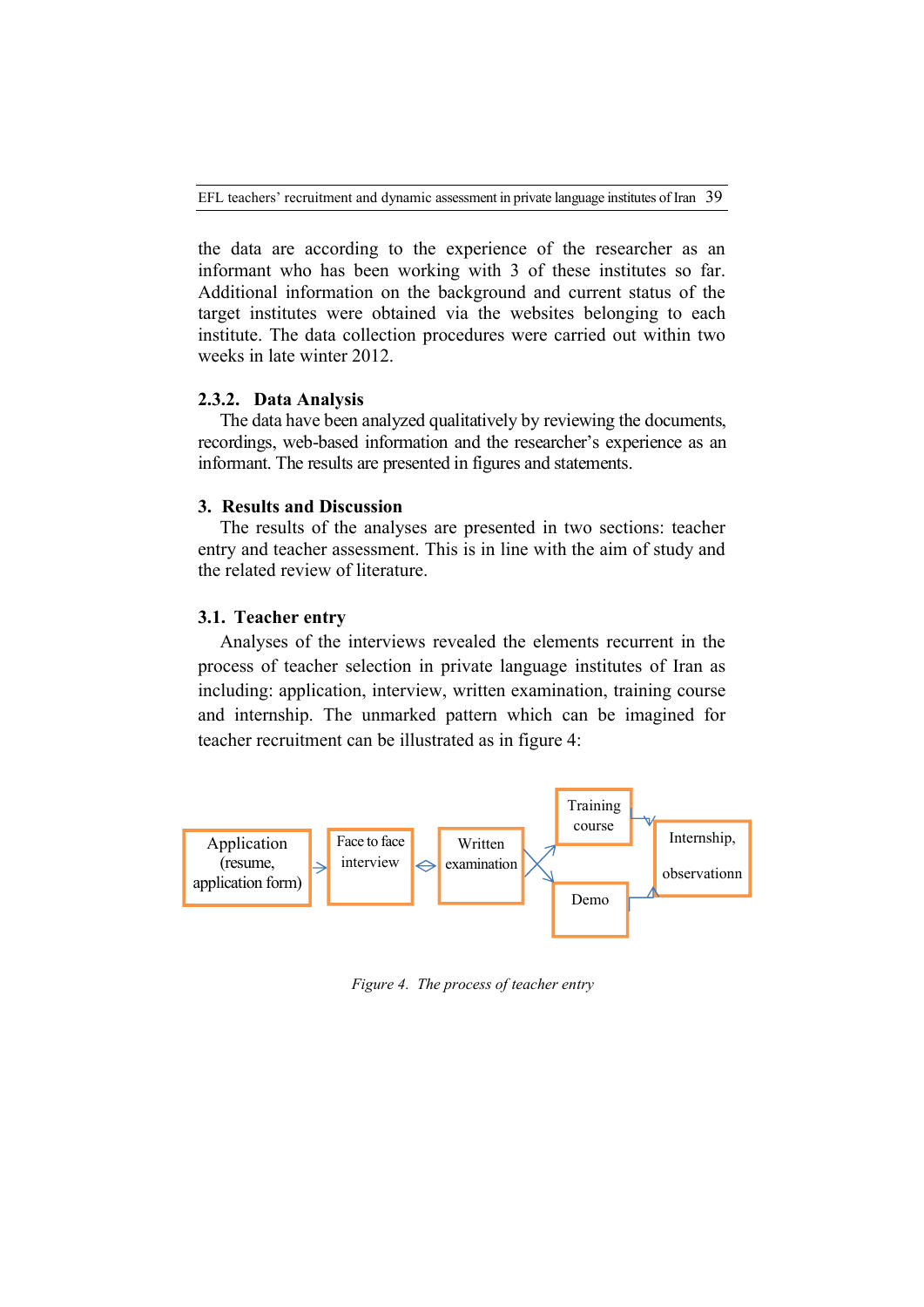the data are according to the experience of the researcher as an informant who has been working with 3 of these institutes so far. Additional information on the background and current status of the target institutes were obtained via the websites belonging to each institute. The data collection procedures were carried out within two weeks in late winter 2012.

### 2.3.2. Data Analysis

The data have been analyzed qualitatively by reviewing the documents, recordings, web-based information and the researcher's experience as an informant. The results are presented in figures and statements.

## 3. Results and Discussion

The results of the analyses are presented in two sections: teacher entry and teacher assessment. This is in line with the aim of study and the related review of literature.

### 3.1. Teacher entry

Analyses of the interviews revealed the elements recurrent in the process of teacher selection in private language institutes of Iran as including: application, interview, written examination, training course and internship. The unmarked pattern which can be imagined for teacher recruitment can be illustrated as in figure 4:

Application (resume, application form) → Face to face interview ↔ Written examination → Training course / Demo → Internship, observationn

*Figure 4. The process of teacher entry*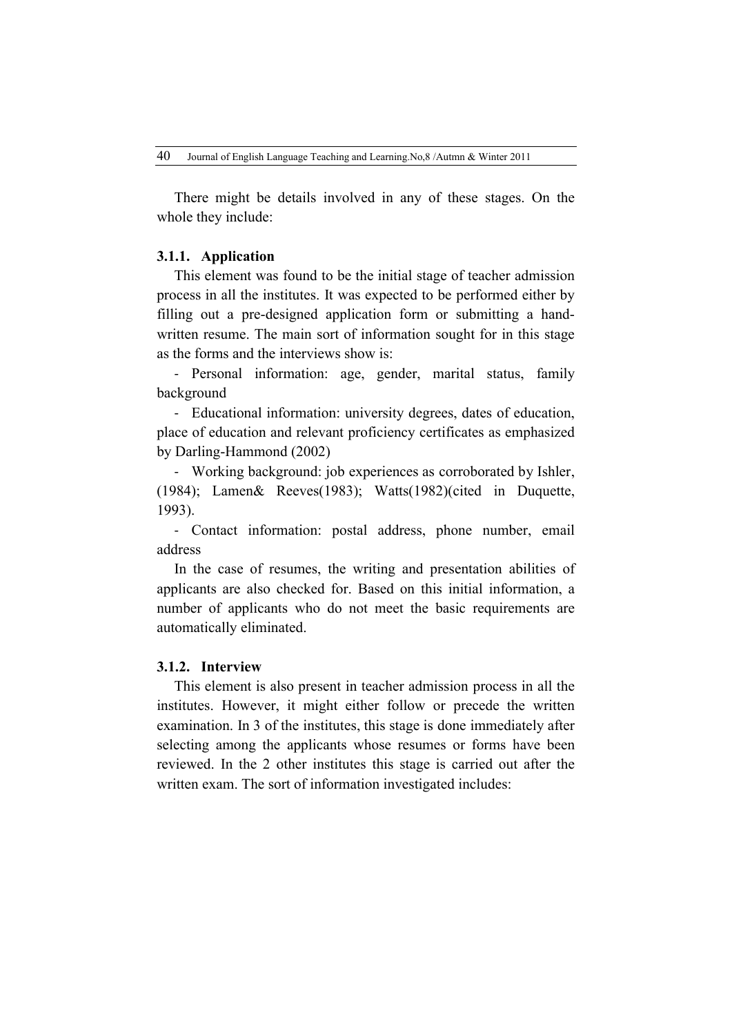There might be details involved in any of these stages. On the whole they include:

### 3.1.1. Application

This element was found to be the initial stage of teacher admission process in all the institutes. It was expected to be performed either by filling out a pre-designed application form or submitting a hand-written resume. The main sort of information sought for in this stage as the forms and the interviews show is:

- Personal information: age, gender, marital status, family background
- Educational information: university degrees, dates of education, place of education and relevant proficiency certificates as emphasized by Darling-Hammond (2002)
- Working background: job experiences as corroborated by Ishler, (1984); Lamen& Reeves(1983); Watts(1982)(cited in Duquette, 1993).
- Contact information: postal address, phone number, email address

In the case of resumes, the writing and presentation abilities of applicants are also checked for. Based on this initial information, a number of applicants who do not meet the basic requirements are automatically eliminated.

### 3.1.2. Interview

This element is also present in teacher admission process in all the institutes. However, it might either follow or precede the written examination. In 3 of the institutes, this stage is done immediately after selecting among the applicants whose resumes or forms have been reviewed. In the 2 other institutes this stage is carried out after the written exam. The sort of information investigated includes: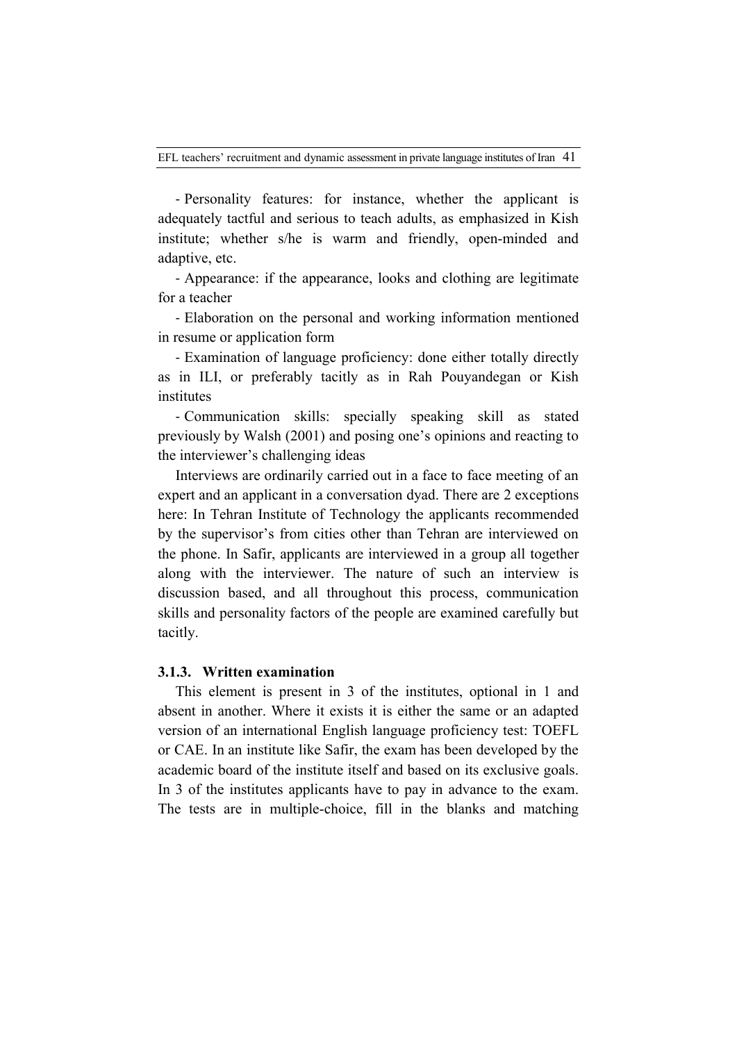- Personality features: for instance, whether the applicant is adequately tactful and serious to teach adults, as emphasized in Kish institute; whether s/he is warm and friendly, open-minded and adaptive, etc.

- Appearance: if the appearance, looks and clothing are legitimate for a teacher

- Elaboration on the personal and working information mentioned in resume or application form

- Examination of language proficiency: done either totally directly as in ILI, or preferably tacitly as in Rah Pouyandegan or Kish institutes

- Communication skills: specially speaking skill as stated previously by Walsh (2001) and posing one's opinions and reacting to the interviewer's challenging ideas

Interviews are ordinarily carried out in a face to face meeting of an expert and an applicant in a conversation dyad. There are 2 exceptions here: In Tehran Institute of Technology the applicants recommended by the supervisor's from cities other than Tehran are interviewed on the phone. In Safir, applicants are interviewed in a group all together along with the interviewer. The nature of such an interview is discussion based, and all throughout this process, communication skills and personality factors of the people are examined carefully but tacitly.

### 3.1.3. Written examination

This element is present in 3 of the institutes, optional in 1 and absent in another. Where it exists it is either the same or an adapted version of an international English language proficiency test: TOEFL or CAE. In an institute like Safir, the exam has been developed by the academic board of the institute itself and based on its exclusive goals. In 3 of the institutes applicants have to pay in advance to the exam. The tests are in multiple-choice, fill in the blanks and matching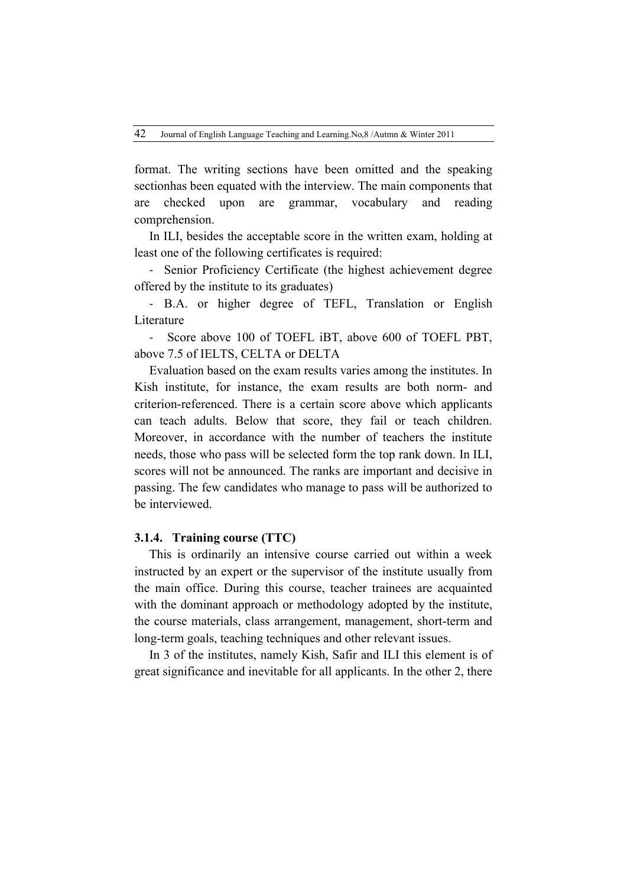format. The writing sections have been omitted and the speaking sectionhas been equated with the interview. The main components that are checked upon are grammar, vocabulary and reading comprehension.

In ILI, besides the acceptable score in the written exam, holding at least one of the following certificates is required:

- Senior Proficiency Certificate (the highest achievement degree offered by the institute to its graduates)
- B.A. or higher degree of TEFL, Translation or English Literature
- Score above 100 of TOEFL iBT, above 600 of TOEFL PBT, above 7.5 of IELTS, CELTA or DELTA

Evaluation based on the exam results varies among the institutes. In Kish institute, for instance, the exam results are both norm- and criterion-referenced. There is a certain score above which applicants can teach adults. Below that score, they fail or teach children. Moreover, in accordance with the number of teachers the institute needs, those who pass will be selected form the top rank down. In ILI, scores will not be announced. The ranks are important and decisive in passing. The few candidates who manage to pass will be authorized to be interviewed.

### 3.1.4. Training course (TTC)

This is ordinarily an intensive course carried out within a week instructed by an expert or the supervisor of the institute usually from the main office. During this course, teacher trainees are acquainted with the dominant approach or methodology adopted by the institute, the course materials, class arrangement, management, short-term and long-term goals, teaching techniques and other relevant issues.

In 3 of the institutes, namely Kish, Safir and ILI this element is of great significance and inevitable for all applicants. In the other 2, there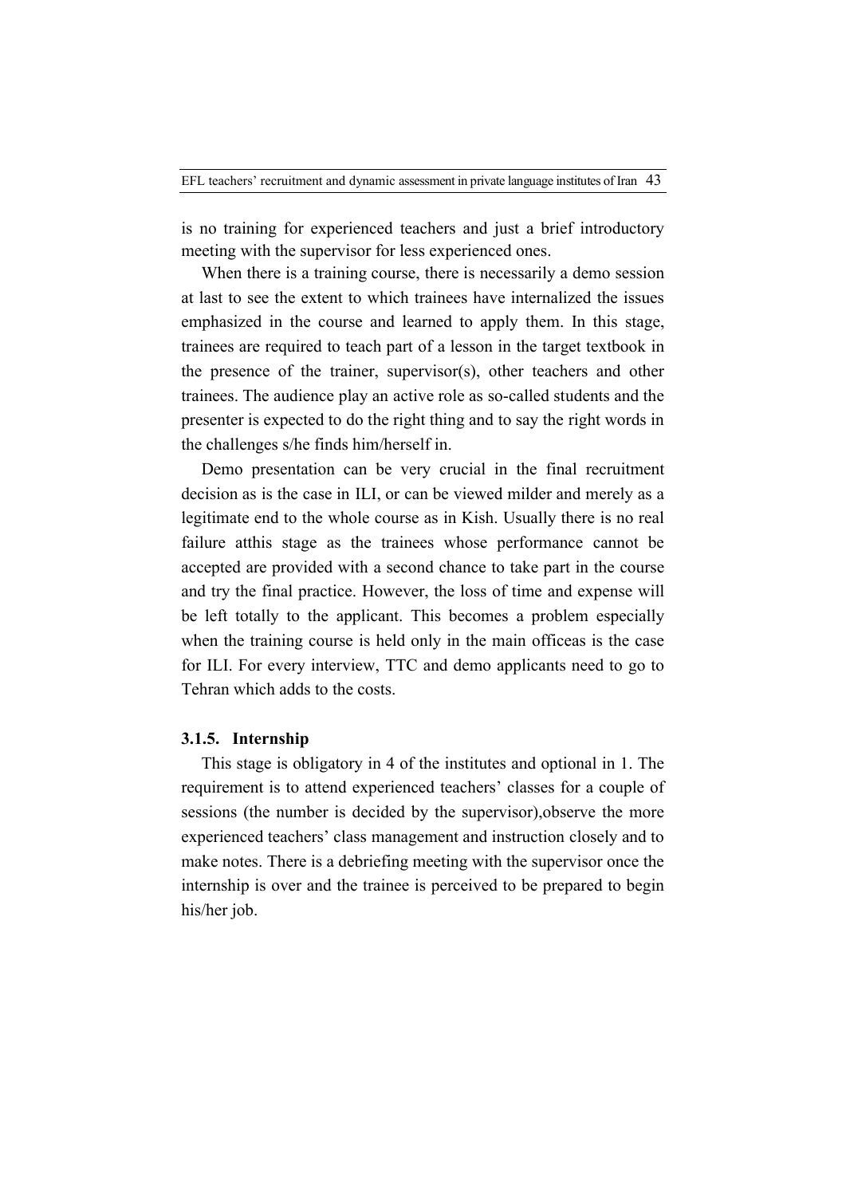is no training for experienced teachers and just a brief introductory meeting with the supervisor for less experienced ones.

When there is a training course, there is necessarily a demo session at last to see the extent to which trainees have internalized the issues emphasized in the course and learned to apply them. In this stage, trainees are required to teach part of a lesson in the target textbook in the presence of the trainer, supervisor(s), other teachers and other trainees. The audience play an active role as so-called students and the presenter is expected to do the right thing and to say the right words in the challenges s/he finds him/herself in.

Demo presentation can be very crucial in the final recruitment decision as is the case in ILI, or can be viewed milder and merely as a legitimate end to the whole course as in Kish. Usually there is no real failure atthis stage as the trainees whose performance cannot be accepted are provided with a second chance to take part in the course and try the final practice. However, the loss of time and expense will be left totally to the applicant. This becomes a problem especially when the training course is held only in the main officeas is the case for ILI. For every interview, TTC and demo applicants need to go to Tehran which adds to the costs.

### 3.1.5. Internship

This stage is obligatory in 4 of the institutes and optional in 1. The requirement is to attend experienced teachers' classes for a couple of sessions (the number is decided by the supervisor),observe the more experienced teachers' class management and instruction closely and to make notes. There is a debriefing meeting with the supervisor once the internship is over and the trainee is perceived to be prepared to begin his/her job.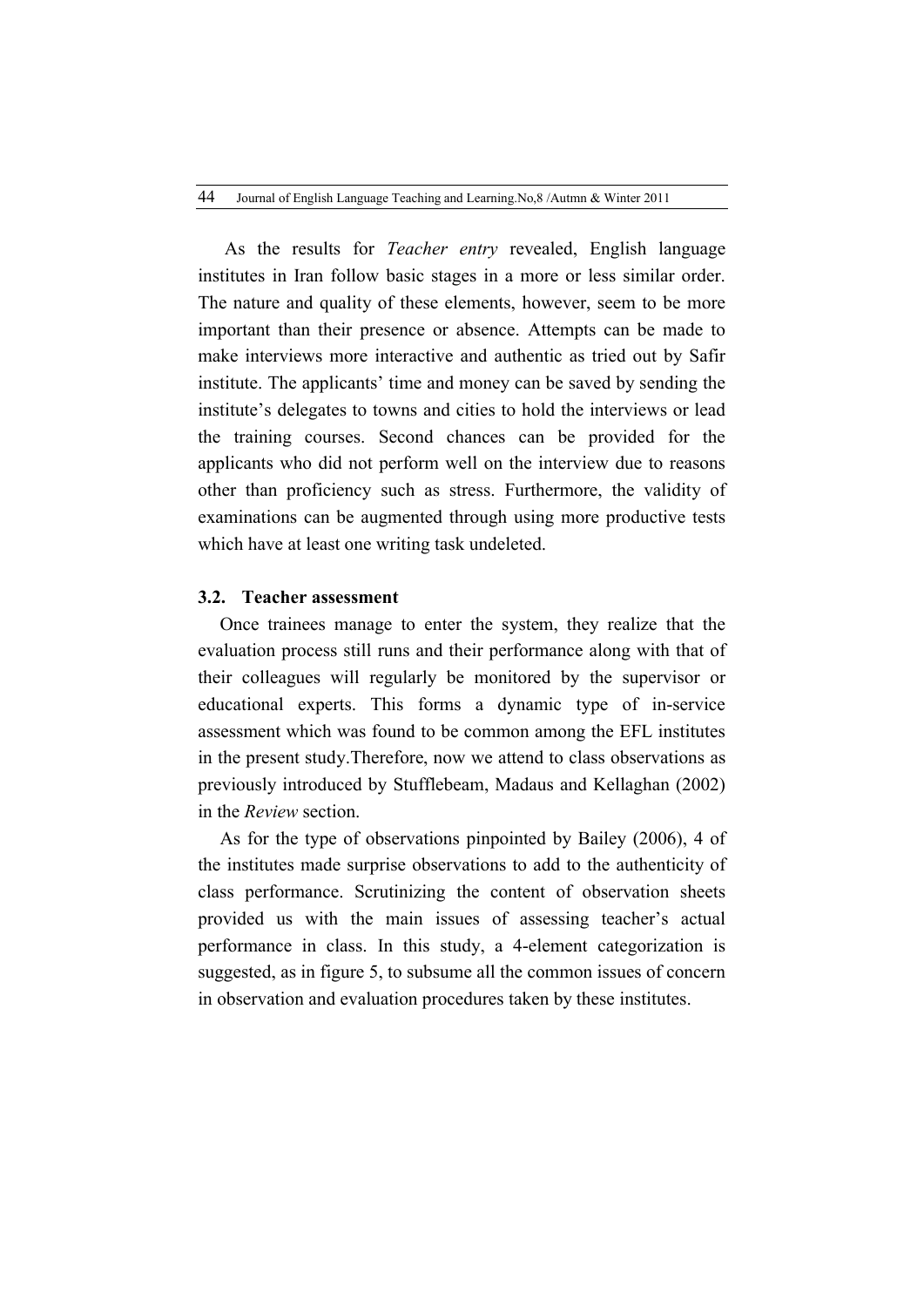As the results for *Teacher entry* revealed, English language institutes in Iran follow basic stages in a more or less similar order. The nature and quality of these elements, however, seem to be more important than their presence or absence. Attempts can be made to make interviews more interactive and authentic as tried out by Safir institute. The applicants' time and money can be saved by sending the institute's delegates to towns and cities to hold the interviews or lead the training courses. Second chances can be provided for the applicants who did not perform well on the interview due to reasons other than proficiency such as stress. Furthermore, the validity of examinations can be augmented through using more productive tests which have at least one writing task undeleted.

### 3.2. Teacher assessment

Once trainees manage to enter the system, they realize that the evaluation process still runs and their performance along with that of their colleagues will regularly be monitored by the supervisor or educational experts. This forms a dynamic type of in-service assessment which was found to be common among the EFL institutes in the present study.Therefore, now we attend to class observations as previously introduced by Stufflebeam, Madaus and Kellaghan (2002) in the *Review* section.

As for the type of observations pinpointed by Bailey (2006), 4 of the institutes made surprise observations to add to the authenticity of class performance. Scrutinizing the content of observation sheets provided us with the main issues of assessing teacher's actual performance in class. In this study, a 4-element categorization is suggested, as in figure 5, to subsume all the common issues of concern in observation and evaluation procedures taken by these institutes.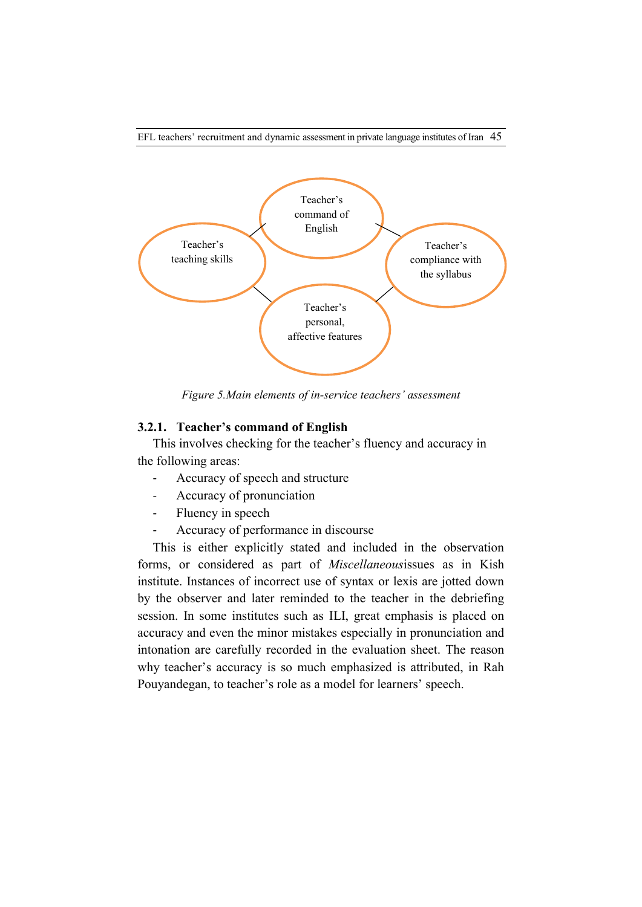Teacher's command of English

Teacher's teaching skills

Teacher's compliance with the syllabus

Teacher's personal, affective features

*Figure 5.Main elements of in-service teachers' assessment*

### 3.2.1. Teacher's command of English

This involves checking for the teacher's fluency and accuracy in the following areas:

- Accuracy of speech and structure
- Accuracy of pronunciation
- Fluency in speech
- Accuracy of performance in discourse

This is either explicitly stated and included in the observation forms, or considered as part of *Miscellaneous*issues as in Kish institute. Instances of incorrect use of syntax or lexis are jotted down by the observer and later reminded to the teacher in the debriefing session. In some institutes such as ILI, great emphasis is placed on accuracy and even the minor mistakes especially in pronunciation and intonation are carefully recorded in the evaluation sheet. The reason why teacher's accuracy is so much emphasized is attributed, in Rah Pouyandegan, to teacher's role as a model for learners' speech.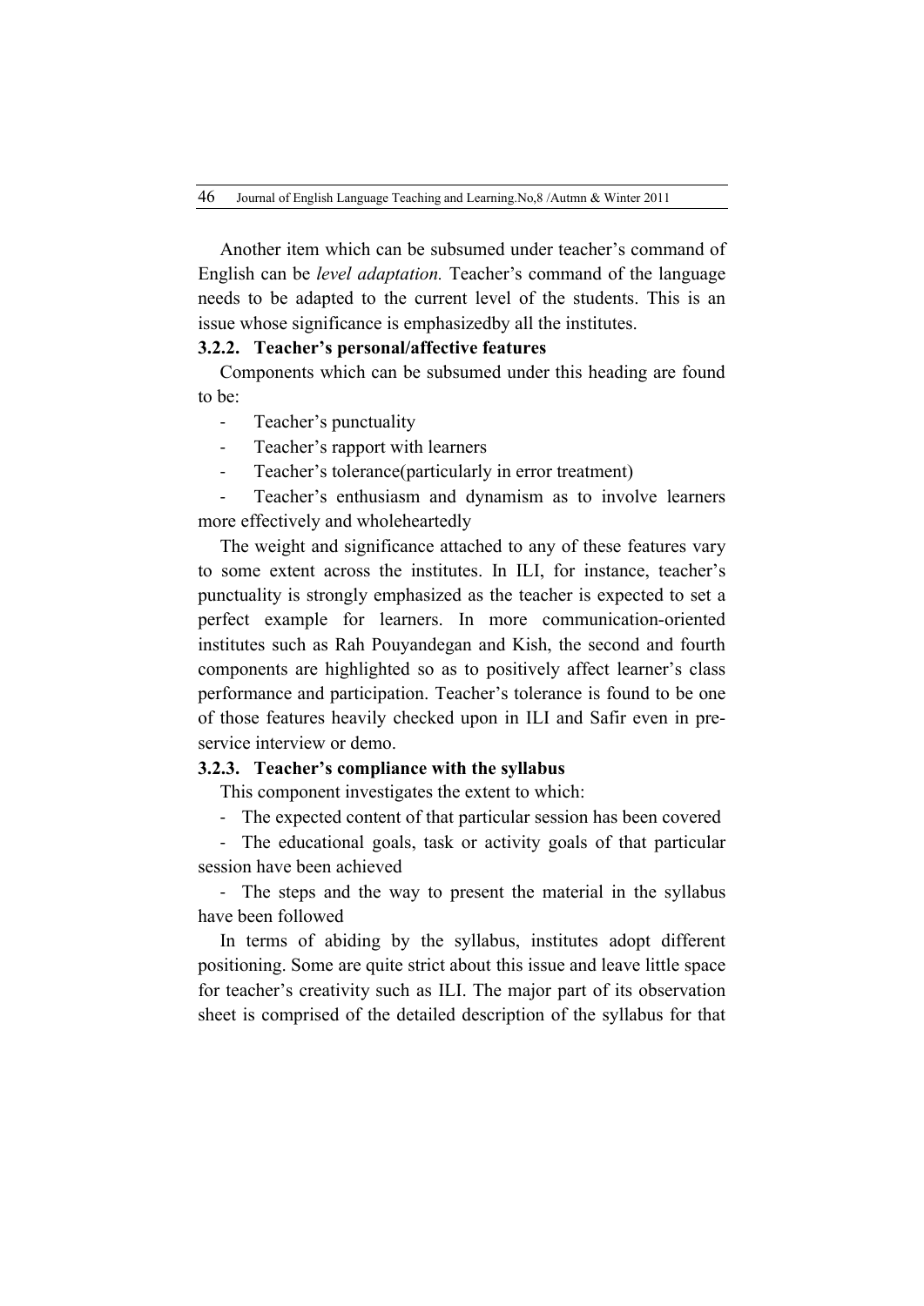Another item which can be subsumed under teacher's command of English can be *level adaptation.* Teacher's command of the language needs to be adapted to the current level of the students. This is an issue whose significance is emphasizedby all the institutes.

### 3.2.2. Teacher's personal/affective features

Components which can be subsumed under this heading are found to be:

- Teacher's punctuality
- Teacher's rapport with learners
- Teacher's tolerance(particularly in error treatment)
- Teacher's enthusiasm and dynamism as to involve learners more effectively and wholeheartedly

The weight and significance attached to any of these features vary to some extent across the institutes. In ILI, for instance, teacher's punctuality is strongly emphasized as the teacher is expected to set a perfect example for learners. In more communication-oriented institutes such as Rah Pouyandegan and Kish, the second and fourth components are highlighted so as to positively affect learner's class performance and participation. Teacher's tolerance is found to be one of those features heavily checked upon in ILI and Safir even in pre-service interview or demo.

### 3.2.3. Teacher's compliance with the syllabus

This component investigates the extent to which:

- The expected content of that particular session has been covered
- The educational goals, task or activity goals of that particular session have been achieved
- The steps and the way to present the material in the syllabus have been followed

In terms of abiding by the syllabus, institutes adopt different positioning. Some are quite strict about this issue and leave little space for teacher's creativity such as ILI. The major part of its observation sheet is comprised of the detailed description of the syllabus for that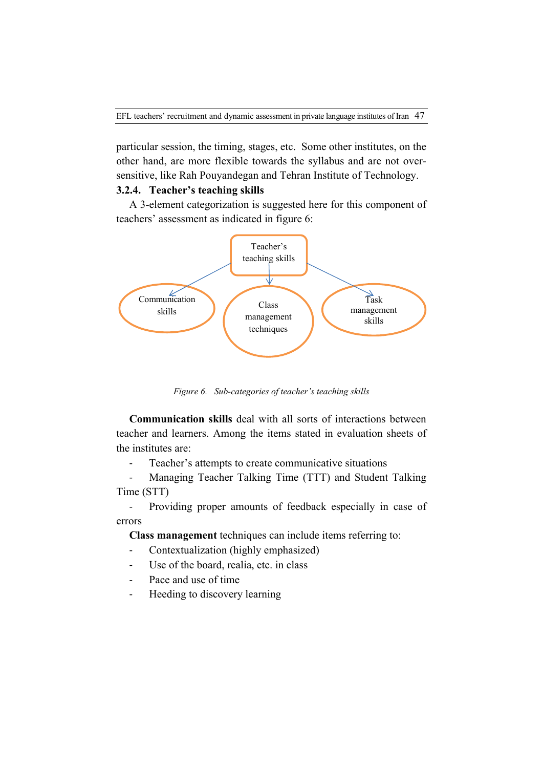particular session, the timing, stages, etc. Some other institutes, on the other hand, are more flexible towards the syllabus and are not over-sensitive, like Rah Pouyandegan and Tehran Institute of Technology.

### 3.2.4. Teacher's teaching skills

A 3-element categorization is suggested here for this component of teachers' assessment as indicated in figure 6:

Teacher's teaching skills → Communication skills; Class management techniques; Task management skills

*Figure 6. Sub-categories of teacher's teaching skills*

**Communication skills** deal with all sorts of interactions between teacher and learners. Among the items stated in evaluation sheets of the institutes are:

- Teacher's attempts to create communicative situations
- Managing Teacher Talking Time (TTT) and Student Talking Time (STT)
- Providing proper amounts of feedback especially in case of errors

**Class management** techniques can include items referring to:

- Contextualization (highly emphasized)
- Use of the board, realia, etc. in class
- Pace and use of time
- Heeding to discovery learning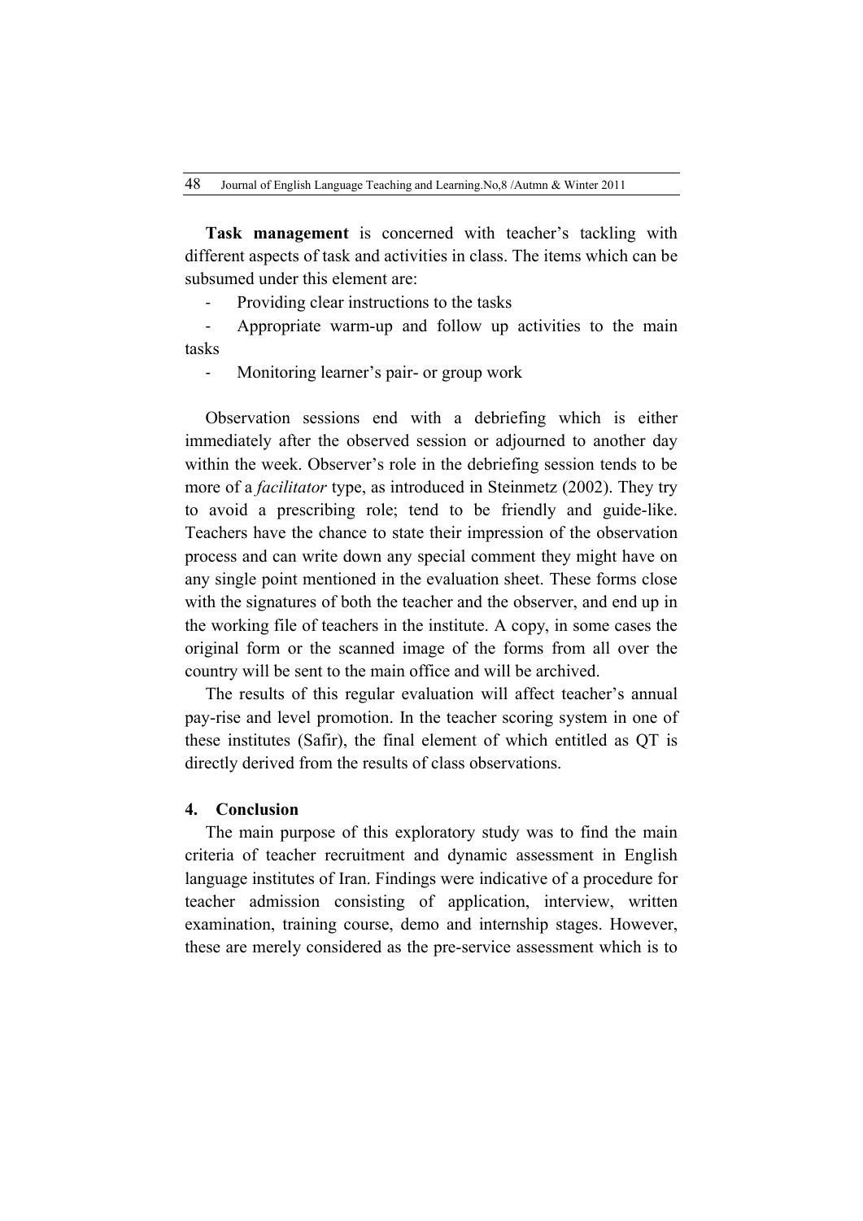**Task management** is concerned with teacher's tackling with different aspects of task and activities in class. The items which can be subsumed under this element are:

- Providing clear instructions to the tasks
- Appropriate warm-up and follow up activities to the main tasks
- Monitoring learner's pair- or group work

Observation sessions end with a debriefing which is either immediately after the observed session or adjourned to another day within the week. Observer's role in the debriefing session tends to be more of a *facilitator* type, as introduced in Steinmetz (2002). They try to avoid a prescribing role; tend to be friendly and guide-like. Teachers have the chance to state their impression of the observation process and can write down any special comment they might have on any single point mentioned in the evaluation sheet. These forms close with the signatures of both the teacher and the observer, and end up in the working file of teachers in the institute. A copy, in some cases the original form or the scanned image of the forms from all over the country will be sent to the main office and will be archived.

The results of this regular evaluation will affect teacher's annual pay-rise and level promotion. In the teacher scoring system in one of these institutes (Safir), the final element of which entitled as QT is directly derived from the results of class observations.

## 4. Conclusion

The main purpose of this exploratory study was to find the main criteria of teacher recruitment and dynamic assessment in English language institutes of Iran. Findings were indicative of a procedure for teacher admission consisting of application, interview, written examination, training course, demo and internship stages. However, these are merely considered as the pre-service assessment which is to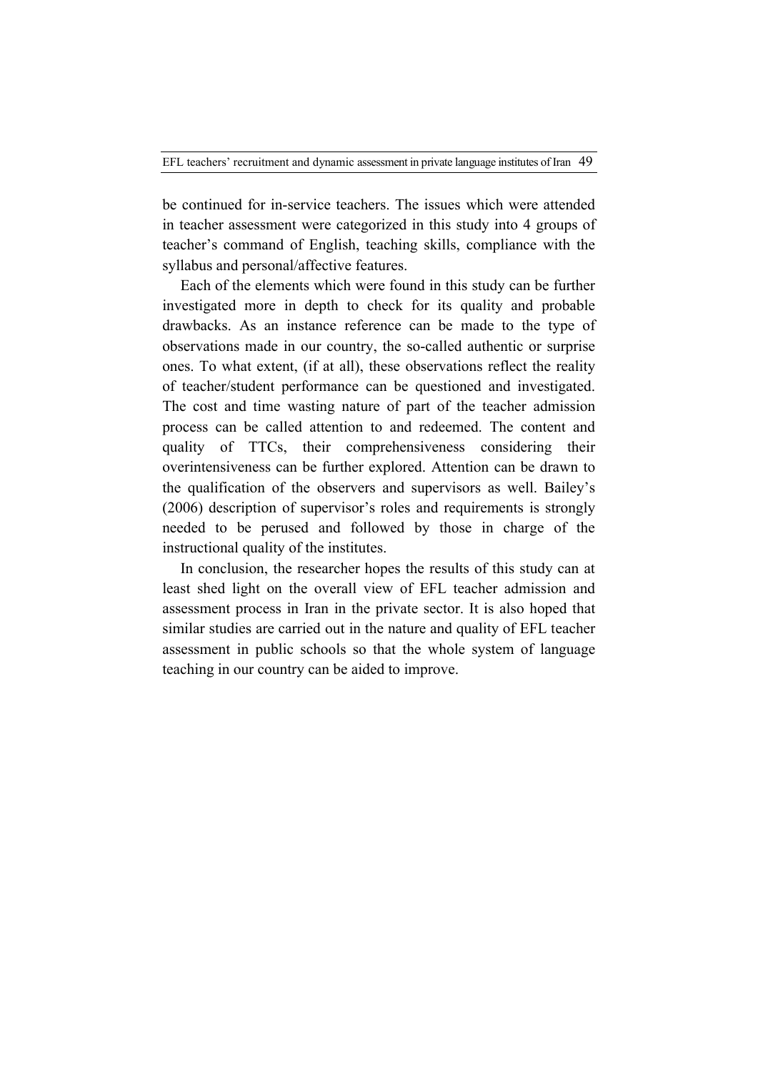be continued for in-service teachers. The issues which were attended in teacher assessment were categorized in this study into 4 groups of teacher's command of English, teaching skills, compliance with the syllabus and personal/affective features.

Each of the elements which were found in this study can be further investigated more in depth to check for its quality and probable drawbacks. As an instance reference can be made to the type of observations made in our country, the so-called authentic or surprise ones. To what extent, (if at all), these observations reflect the reality of teacher/student performance can be questioned and investigated. The cost and time wasting nature of part of the teacher admission process can be called attention to and redeemed. The content and quality of TTCs, their comprehensiveness considering their overintensiveness can be further explored. Attention can be drawn to the qualification of the observers and supervisors as well. Bailey's (2006) description of supervisor's roles and requirements is strongly needed to be perused and followed by those in charge of the instructional quality of the institutes.

In conclusion, the researcher hopes the results of this study can at least shed light on the overall view of EFL teacher admission and assessment process in Iran in the private sector. It is also hoped that similar studies are carried out in the nature and quality of EFL teacher assessment in public schools so that the whole system of language teaching in our country can be aided to improve.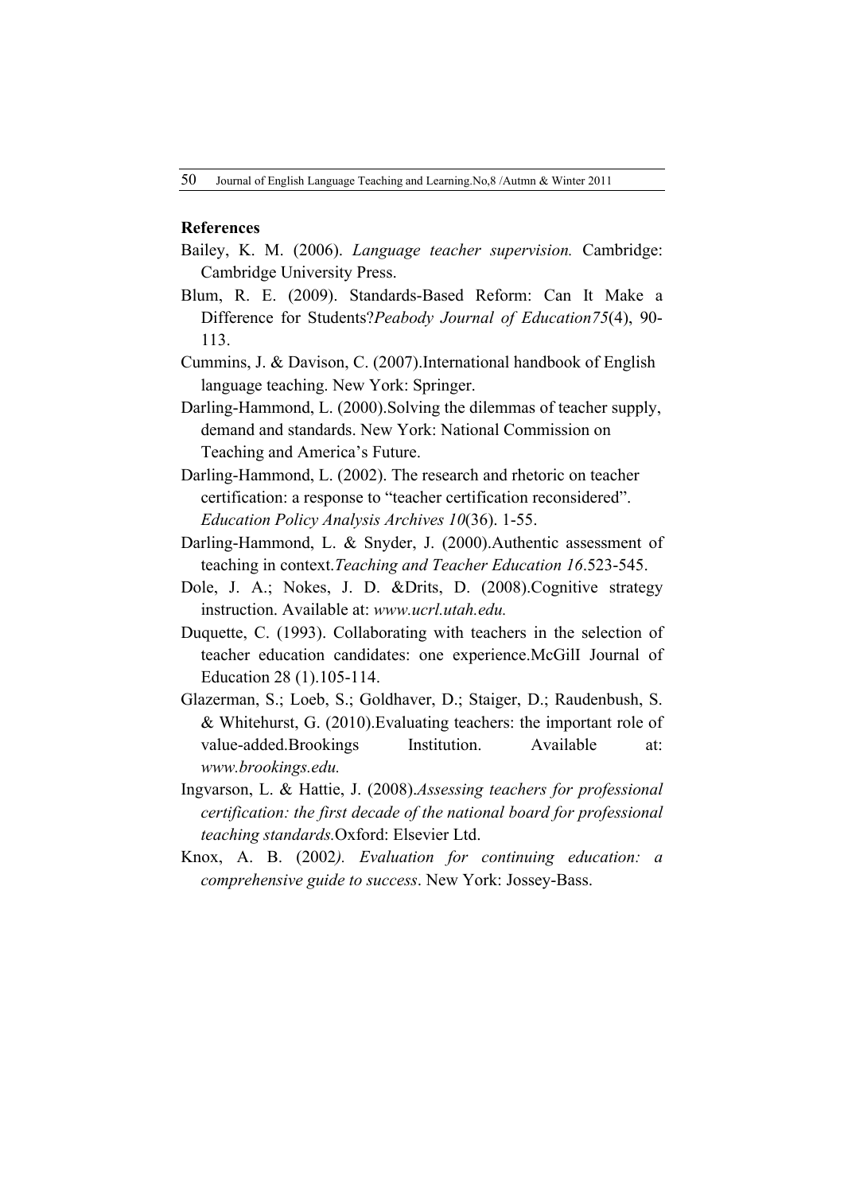**References**

Bailey, K. M. (2006). *Language teacher supervision.* Cambridge: Cambridge University Press.

Blum, R. E. (2009). Standards-Based Reform: Can It Make a Difference for Students?*Peabody Journal of Education75*(4), 90-113.

Cummins, J. & Davison, C. (2007).International handbook of English language teaching. New York: Springer.

Darling-Hammond, L. (2000).Solving the dilemmas of teacher supply, demand and standards. New York: National Commission on Teaching and America's Future.

Darling-Hammond, L. (2002). The research and rhetoric on teacher certification: a response to "teacher certification reconsidered". *Education Policy Analysis Archives 10*(36). 1-55.

Darling-Hammond, L. & Snyder, J. (2000).Authentic assessment of teaching in context.*Teaching and Teacher Education 16*.523-545.

Dole, J. A.; Nokes, J. D. &Drits, D. (2008).Cognitive strategy instruction. Available at: *www.ucrl.utah.edu.*

Duquette, C. (1993). Collaborating with teachers in the selection of teacher education candidates: one experience.McGilI Journal of Education 28 (1).105-114.

Glazerman, S.; Loeb, S.; Goldhaver, D.; Staiger, D.; Raudenbush, S. & Whitehurst, G. (2010).Evaluating teachers: the important role of value-added.Brookings Institution. Available at: *www.brookings.edu.*

Ingvarson, L. & Hattie, J. (2008).*Assessing teachers for professional certification: the first decade of the national board for professional teaching standards.*Oxford: Elsevier Ltd.

Knox, A. B. (2002*). Evaluation for continuing education: a comprehensive guide to success*. New York: Jossey-Bass.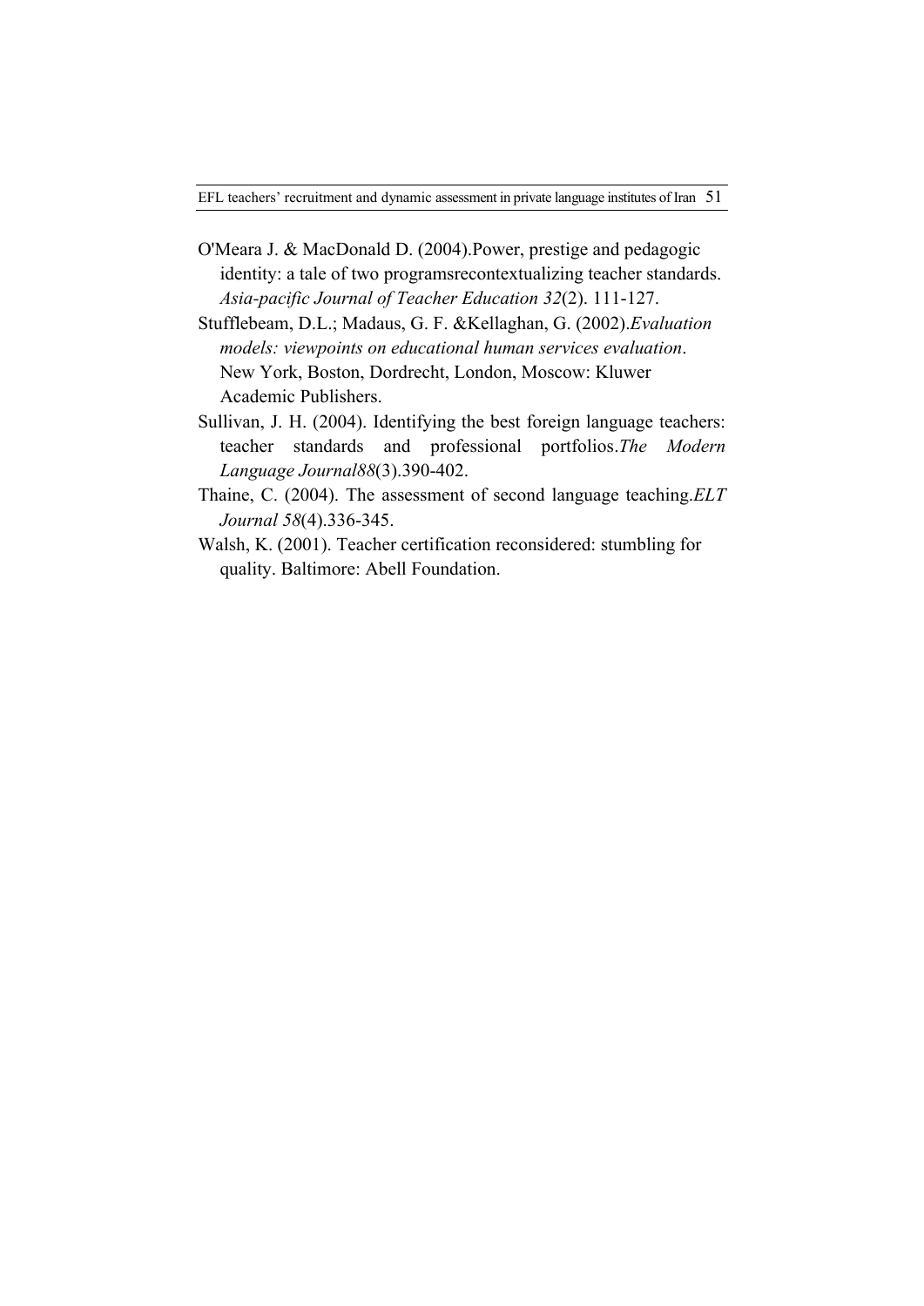O'Meara J. & MacDonald D. (2004).Power, prestige and pedagogic identity: a tale of two programsrecontextualizing teacher standards. *Asia-pacific Journal of Teacher Education 32*(2). 111-127.

Stufflebeam, D.L.; Madaus, G. F. &Kellaghan, G. (2002).*Evaluation models: viewpoints on educational human services evaluation*. New York, Boston, Dordrecht, London, Moscow: Kluwer Academic Publishers.

Sullivan, J. H. (2004). Identifying the best foreign language teachers: teacher standards and professional portfolios.*The Modern Language Journal88*(3).390-402.

Thaine, C. (2004). The assessment of second language teaching.*ELT Journal 58*(4).336-345.

Walsh, K. (2001). Teacher certification reconsidered: stumbling for quality. Baltimore: Abell Foundation.